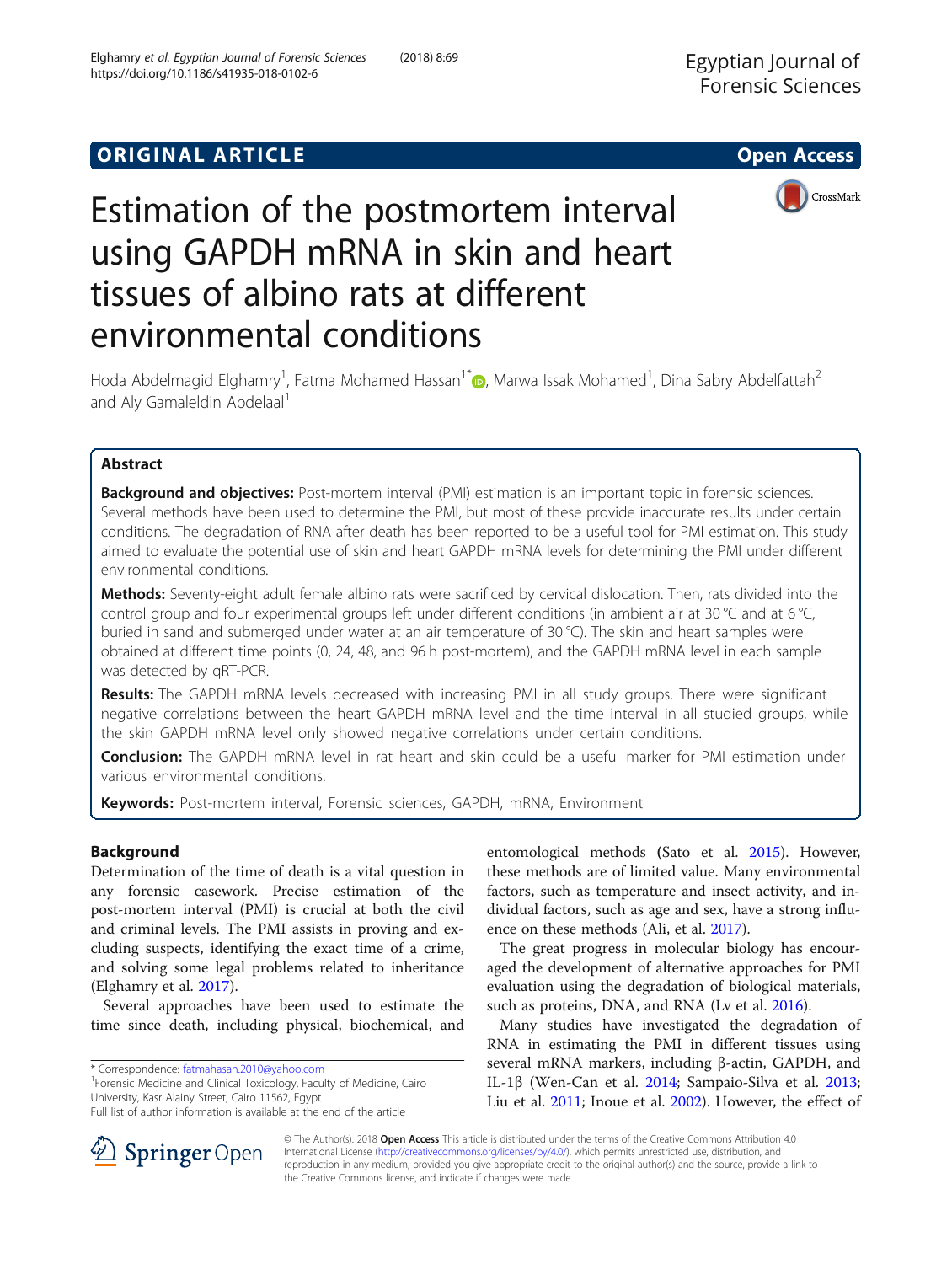ORIGINAL ARTICLE Open Access

# Estimation of the postmortem interval using GAPDH mRNA in skin and heart tissues of albino rats at different environmental conditions

Hoda Abdelmagid Elghamry[1], Fatma Mohamed Hassan[1*], Marwa Issak Mohamed[1], Dina Sabry Abdelfattah[2] and Aly Gamaleldin Abdelaal[1]

## Abstract

**Background and objectives:** Post-mortem interval (PMI) estimation is an important topic in forensic sciences. Several methods have been used to determine the PMI, but most of these provide inaccurate results under certain conditions. The degradation of RNA after death has been reported to be a useful tool for PMI estimation. This study aimed to evaluate the potential use of skin and heart GAPDH mRNA levels for determining the PMI under different environmental conditions.

**Methods:** Seventy-eight adult female albino rats were sacrificed by cervical dislocation. Then, rats divided into the control group and four experimental groups left under different conditions (in ambient air at 30 °C and at 6 °C, buried in sand and submerged under water at an air temperature of 30 °C). The skin and heart samples were obtained at different time points (0, 24, 48, and 96 h post-mortem), and the GAPDH mRNA level in each sample was detected by qRT-PCR.

**Results:** The GAPDH mRNA levels decreased with increasing PMI in all study groups. There were significant negative correlations between the heart GAPDH mRNA level and the time interval in all studied groups, while the skin GAPDH mRNA level only showed negative correlations under certain conditions.

**Conclusion:** The GAPDH mRNA level in rat heart and skin could be a useful marker for PMI estimation under various environmental conditions.

**Keywords:** Post-mortem interval, Forensic sciences, GAPDH, mRNA, Environment

## Background

Determination of the time of death is a vital question in any forensic casework. Precise estimation of the post-mortem interval (PMI) is crucial at both the civil and criminal levels. The PMI assists in proving and excluding suspects, identifying the exact time of a crime, and solving some legal problems related to inheritance (Elghamry et al. 2017).

Several approaches have been used to estimate the time since death, including physical, biochemical, and entomological methods (Sato et al. 2015). However, these methods are of limited value. Many environmental factors, such as temperature and insect activity, and individual factors, such as age and sex, have a strong influence on these methods (Ali, et al. 2017).

The great progress in molecular biology has encouraged the development of alternative approaches for PMI evaluation using the degradation of biological materials, such as proteins, DNA, and RNA (Lv et al. 2016).

Many studies have investigated the degradation of RNA in estimating the PMI in different tissues using several mRNA markers, including β-actin, GAPDH, and IL-1β (Wen-Can et al. 2014; Sampaio-Silva et al. 2013; Liu et al. 2011; Inoue et al. 2002). However, the effect of

* Correspondence: fatmahasan.2010@yahoo.com
[1]Forensic Medicine and Clinical Toxicology, Faculty of Medicine, Cairo University, Kasr Alainy Street, Cairo 11562, Egypt
Full list of author information is available at the end of the article

© The Author(s). 2018 **Open Access** This article is distributed under the terms of the Creative Commons Attribution 4.0 International License (http://creativecommons.org/licenses/by/4.0/), which permits unrestricted use, distribution, and reproduction in any medium, provided you give appropriate credit to the original author(s) and the source, provide a link to the Creative Commons license, and indicate if changes were made.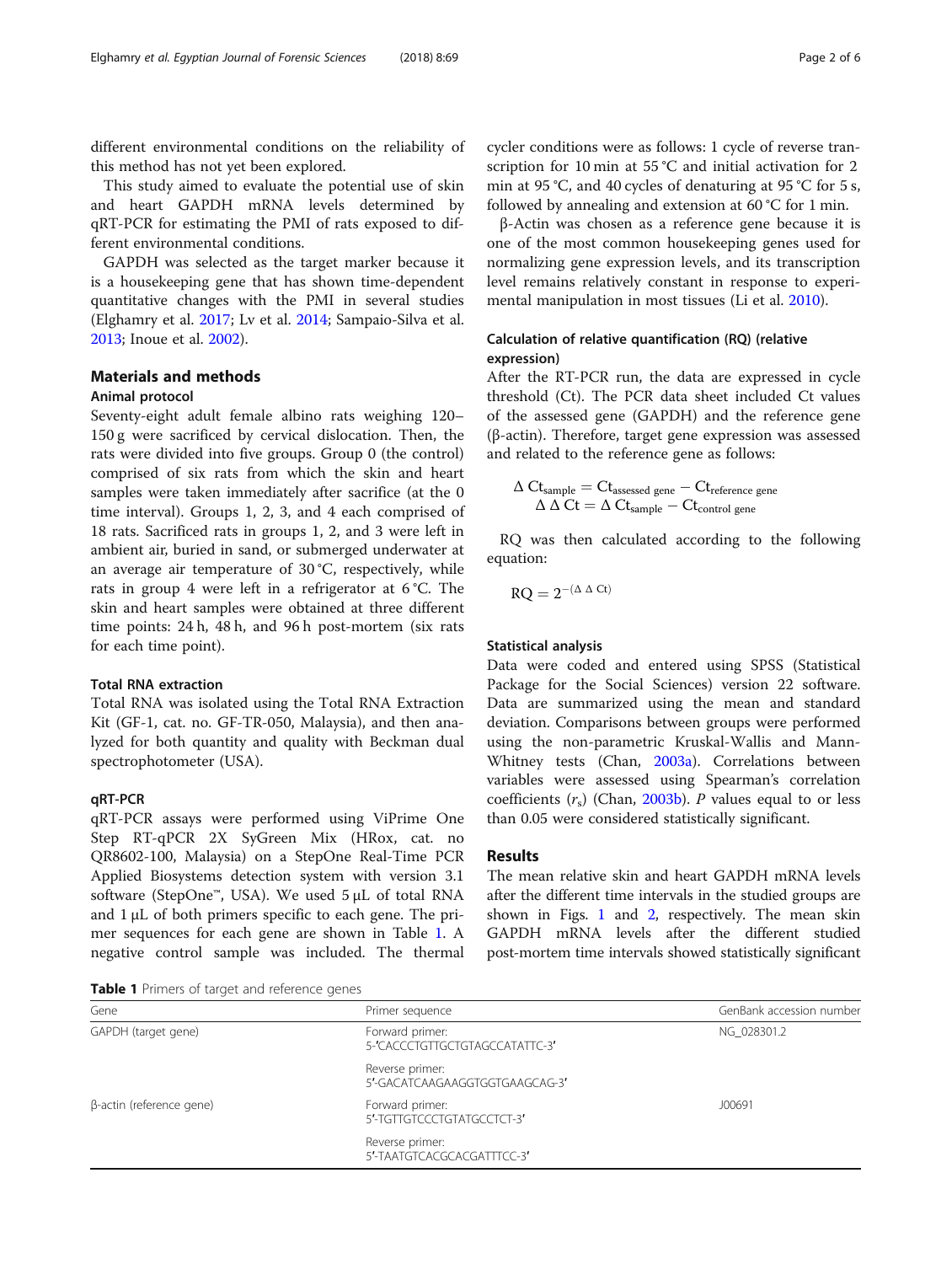different environmental conditions on the reliability of this method has not yet been explored.

This study aimed to evaluate the potential use of skin and heart GAPDH mRNA levels determined by qRT-PCR for estimating the PMI of rats exposed to different environmental conditions.

GAPDH was selected as the target marker because it is a housekeeping gene that has shown time-dependent quantitative changes with the PMI in several studies (Elghamry et al. 2017; Lv et al. 2014; Sampaio-Silva et al. 2013; Inoue et al. 2002).

## Materials and methods

### Animal protocol

Seventy-eight adult female albino rats weighing 120–150 g were sacrificed by cervical dislocation. Then, the rats were divided into five groups. Group 0 (the control) comprised of six rats from which the skin and heart samples were taken immediately after sacrifice (at the 0 time interval). Groups 1, 2, 3, and 4 each comprised of 18 rats. Sacrificed rats in groups 1, 2, and 3 were left in ambient air, buried in sand, or submerged underwater at an average air temperature of 30 °C, respectively, while rats in group 4 were left in a refrigerator at 6 °C. The skin and heart samples were obtained at three different time points: 24 h, 48 h, and 96 h post-mortem (six rats for each time point).

### Total RNA extraction

Total RNA was isolated using the Total RNA Extraction Kit (GF-1, cat. no. GF-TR-050, Malaysia), and then analyzed for both quantity and quality with Beckman dual spectrophotometer (USA).

### qRT-PCR

qRT-PCR assays were performed using ViPrime One Step RT-qPCR 2X SyGreen Mix (HRox, cat. no QR8602-100, Malaysia) on a StepOne Real-Time PCR Applied Biosystems detection system with version 3.1 software (StepOne™, USA). We used 5 μL of total RNA and 1 μL of both primers specific to each gene. The primer sequences for each gene are shown in Table 1. A negative control sample was included. The thermal cycler conditions were as follows: 1 cycle of reverse transcription for 10 min at 55 °C and initial activation for 2 min at 95 °C, and 40 cycles of denaturing at 95 °C for 5 s, followed by annealing and extension at 60 °C for 1 min.

β-Actin was chosen as a reference gene because it is one of the most common housekeeping genes used for normalizing gene expression levels, and its transcription level remains relatively constant in response to experimental manipulation in most tissues (Li et al. 2010).

### Calculation of relative quantification (RQ) (relative expression)

After the RT-PCR run, the data are expressed in cycle threshold (Ct). The PCR data sheet included Ct values of the assessed gene (GAPDH) and the reference gene (β-actin). Therefore, target gene expression was assessed and related to the reference gene as follows:

$$\Delta\, \mathrm{Ct}_{\mathrm{sample}} = \mathrm{Ct}_{\mathrm{assessed\ gene}} - \mathrm{Ct}_{\mathrm{reference\ gene}}$$
$$\Delta\,\Delta\, \mathrm{Ct} = \Delta\, \mathrm{Ct}_{\mathrm{sample}} - \mathrm{Ct}_{\mathrm{control\ gene}}$$

RQ was then calculated according to the following equation:

$$\mathrm{RQ} = 2^{-(\Delta\,\Delta\,\mathrm{Ct})}$$

### Statistical analysis

Data were coded and entered using SPSS (Statistical Package for the Social Sciences) version 22 software. Data are summarized using the mean and standard deviation. Comparisons between groups were performed using the non-parametric Kruskal-Wallis and Mann-Whitney tests (Chan, 2003a). Correlations between variables were assessed using Spearman's correlation coefficients ($r_s$) (Chan, 2003b). $P$ values equal to or less than 0.05 were considered statistically significant.

## Results

The mean relative skin and heart GAPDH mRNA levels after the different time intervals in the studied groups are shown in Figs. 1 and 2, respectively. The mean skin GAPDH mRNA levels after the different studied post-mortem time intervals showed statistically significant

**Table 1** Primers of target and reference genes

| Gene | Primer sequence | GenBank accession number |
| --- | --- | --- |
| GAPDH (target gene) | Forward primer: 5-'CACCCTGTTGCTGTAGCCATATTC-3' | NG_028301.2 |
| | Reverse primer: 5'-GACATCAAGAAGGTGGTGAAGCAG-3' | |
| β-actin (reference gene) | Forward primer: 5'-TGTTGTCCCTGTATGCCTCT-3' | J00691 |
| | Reverse primer: 5'-TAATGTCACGCACGATTTCC-3' | |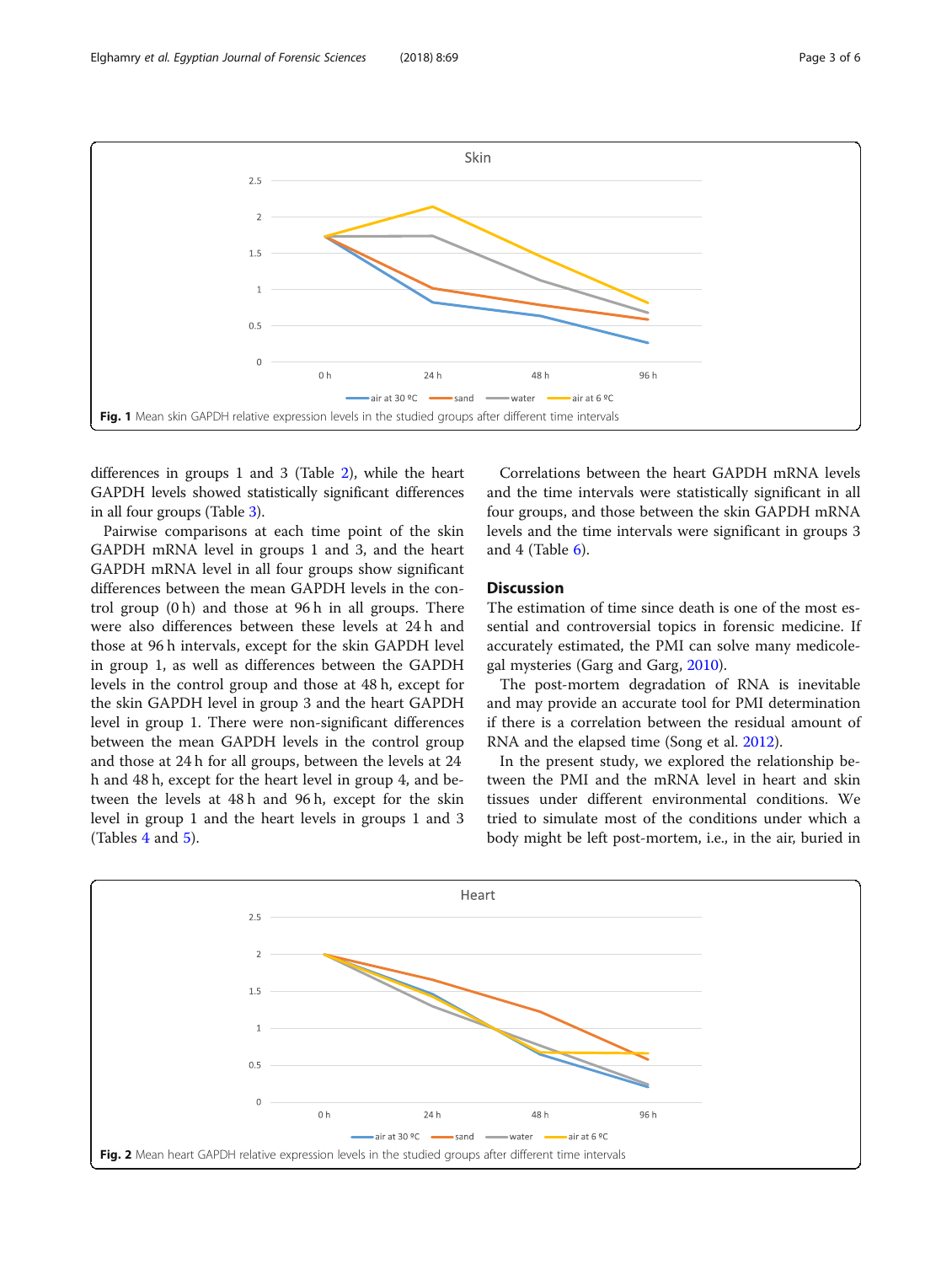Skin

2.5
2
1.5
1
0.5
0

0 h
24 h
48 h
96 h

air at 30 ºC
sand
water
air at 6 ºC

**Fig. 1** Mean skin GAPDH relative expression levels in the studied groups after different time intervals

differences in groups 1 and 3 (Table 2), while the heart GAPDH levels showed statistically significant differences in all four groups (Table 3).

Pairwise comparisons at each time point of the skin GAPDH mRNA level in groups 1 and 3, and the heart GAPDH mRNA level in all four groups show significant differences between the mean GAPDH levels in the control group (0 h) and those at 96 h in all groups. There were also differences between these levels at 24 h and those at 96 h intervals, except for the skin GAPDH level in group 1, as well as differences between the GAPDH levels in the control group and those at 48 h, except for the skin GAPDH level in group 3 and the heart GAPDH level in group 1. There were non-significant differences between the mean GAPDH levels in the control group and those at 24 h for all groups, between the levels at 24 h and 48 h, except for the heart level in group 4, and between the levels at 48 h and 96 h, except for the skin level in group 1 and the heart levels in groups 1 and 3 (Tables 4 and 5).

Correlations between the heart GAPDH mRNA levels and the time intervals were statistically significant in all four groups, and those between the skin GAPDH mRNA levels and the time intervals were significant in groups 3 and 4 (Table 6).

## Discussion

The estimation of time since death is one of the most essential and controversial topics in forensic medicine. If accurately estimated, the PMI can solve many medicolegal mysteries (Garg and Garg, 2010).

The post-mortem degradation of RNA is inevitable and may provide an accurate tool for PMI determination if there is a correlation between the residual amount of RNA and the elapsed time (Song et al. 2012).

In the present study, we explored the relationship between the PMI and the mRNA level in heart and skin tissues under different environmental conditions. We tried to simulate most of the conditions under which a body might be left post-mortem, i.e., in the air, buried in

Heart

2.5
2
1.5
1
0.5
0

0 h
24 h
48 h
96 h

air at 30 ºC
sand
water
air at 6 ºC

**Fig. 2** Mean heart GAPDH relative expression levels in the studied groups after different time intervals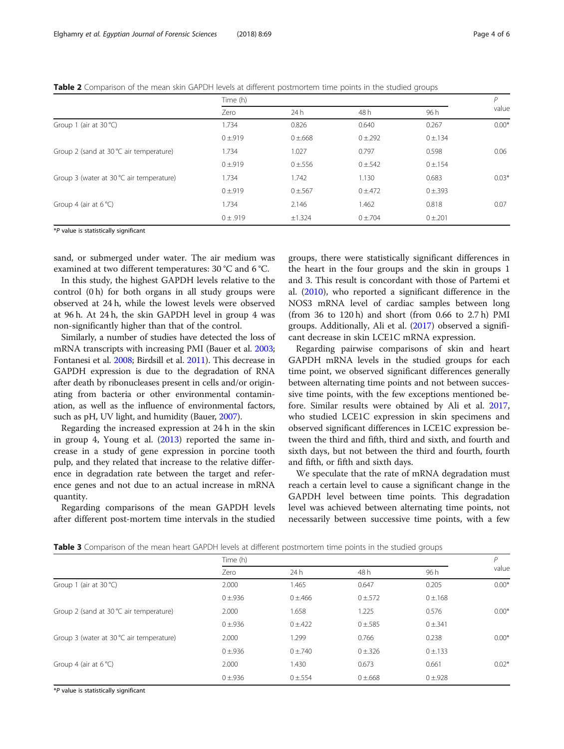**Table 2** Comparison of the mean skin GAPDH levels at different postmortem time points in the studied groups

| | Time (h) | | | | *P* value |
|---|---|---|---|---|---|
| | Zero | 24 h | 48 h | 96 h | |
| Group 1 (air at 30 °C) | 1.734 | 0.826 | 0.640 | 0.267 | 0.00* |
| | 0 ±.919 | 0 ±.668 | 0 ±.292 | 0 ±.134 | |
| Group 2 (sand at 30 °C air temperature) | 1.734 | 1.027 | 0.797 | 0.598 | 0.06 |
| | 0 ±.919 | 0 ±.556 | 0 ±.542 | 0 ±.154 | |
| Group 3 (water at 30 °C air temperature) | 1.734 | 1.742 | 1.130 | 0.683 | 0.03* |
| | 0 ±.919 | 0 ±.567 | 0 ±.472 | 0 ±.393 | |
| Group 4 (air at 6 °C) | 1.734 | 2.146 | 1.462 | 0.818 | 0.07 |
| | 0 ± .919 | ±1.324 | 0 ±.704 | 0 ±.201 | |

\**P* value is statistically significant

sand, or submerged under water. The air medium was examined at two different temperatures: 30 °C and 6 °C.

In this study, the highest GAPDH levels relative to the control (0 h) for both organs in all study groups were observed at 24 h, while the lowest levels were observed at 96 h. At 24 h, the skin GAPDH level in group 4 was non-significantly higher than that of the control.

Similarly, a number of studies have detected the loss of mRNA transcripts with increasing PMI (Bauer et al. 2003; Fontanesi et al. 2008; Birdsill et al. 2011). This decrease in GAPDH expression is due to the degradation of RNA after death by ribonucleases present in cells and/or originating from bacteria or other environmental contamination, as well as the influence of environmental factors, such as pH, UV light, and humidity (Bauer, 2007).

Regarding the increased expression at 24 h in the skin in group 4, Young et al. (2013) reported the same increase in a study of gene expression in porcine tooth pulp, and they related that increase to the relative difference in degradation rate between the target and reference genes and not due to an actual increase in mRNA quantity.

Regarding comparisons of the mean GAPDH levels after different post-mortem time intervals in the studied groups, there were statistically significant differences in the heart in the four groups and the skin in groups 1 and 3. This result is concordant with those of Partemi et al. (2010), who reported a significant difference in the NOS3 mRNA level of cardiac samples between long (from 36 to 120 h) and short (from 0.66 to 2.7 h) PMI groups. Additionally, Ali et al. (2017) observed a significant decrease in skin LCE1C mRNA expression.

Regarding pairwise comparisons of skin and heart GAPDH mRNA levels in the studied groups for each time point, we observed significant differences generally between alternating time points and not between successive time points, with the few exceptions mentioned before. Similar results were obtained by Ali et al. 2017, who studied LCE1C expression in skin specimens and observed significant differences in LCE1C expression between the third and fifth, third and sixth, and fourth and sixth days, but not between the third and fourth, fourth and fifth, or fifth and sixth days.

We speculate that the rate of mRNA degradation must reach a certain level to cause a significant change in the GAPDH level between time points. This degradation level was achieved between alternating time points, not necessarily between successive time points, with a few

**Table 3** Comparison of the mean heart GAPDH levels at different postmortem time points in the studied groups

| | Time (h) | | | | *P* value |
|---|---|---|---|---|---|
| | Zero | 24 h | 48 h | 96 h | |
| Group 1 (air at 30 °C) | 2.000 | 1.465 | 0.647 | 0.205 | 0.00* |
| | 0 ±.936 | 0 ±.466 | 0 ±.572 | 0 ±.168 | |
| Group 2 (sand at 30 °C air temperature) | 2.000 | 1.658 | 1.225 | 0.576 | 0.00* |
| | 0 ±.936 | 0 ±.422 | 0 ±.585 | 0 ±.341 | |
| Group 3 (water at 30 °C air temperature) | 2.000 | 1.299 | 0.766 | 0.238 | 0.00* |
| | 0 ±.936 | 0 ±.740 | 0 ±.326 | 0 ±.133 | |
| Group 4 (air at 6 °C) | 2.000 | 1.430 | 0.673 | 0.661 | 0.02* |
| | 0 ±.936 | 0 ±.554 | 0 ±.668 | 0 ±.928 | |

\**P* value is statistically significant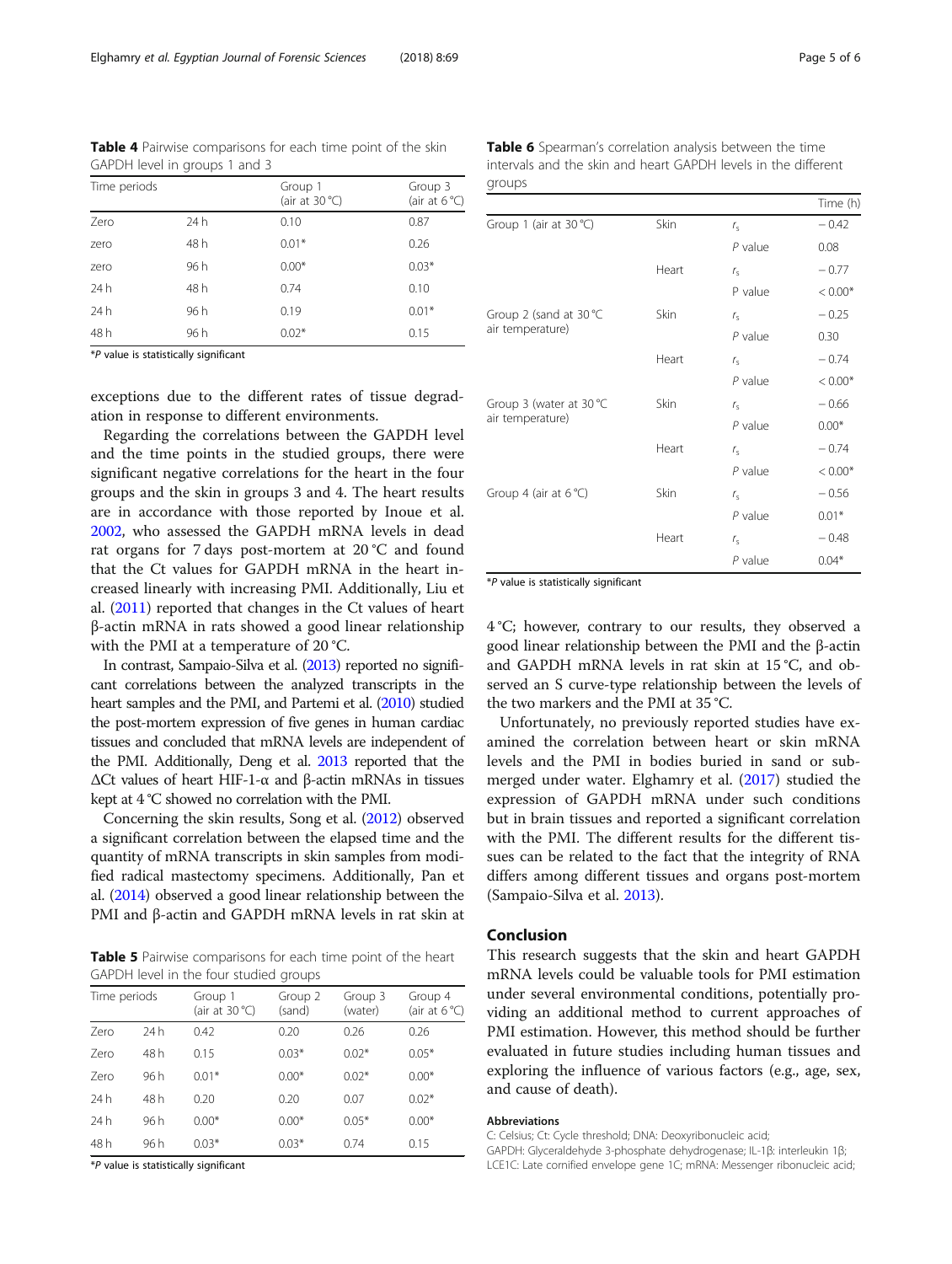**Table 4** Pairwise comparisons for each time point of the skin GAPDH level in groups 1 and 3

| Time periods | | Group 1 (air at 30 °C) | Group 3 (air at 6 °C) |
|---|---|---|---|
| Zero | 24 h | 0.10 | 0.87 |
| zero | 48 h | 0.01* | 0.26 |
| zero | 96 h | 0.00* | 0.03* |
| 24 h | 48 h | 0.74 | 0.10 |
| 24 h | 96 h | 0.19 | 0.01* |
| 48 h | 96 h | 0.02* | 0.15 |

**P* value is statistically significant

exceptions due to the different rates of tissue degradation in response to different environments.

Regarding the correlations between the GAPDH level and the time points in the studied groups, there were significant negative correlations for the heart in the four groups and the skin in groups 3 and 4. The heart results are in accordance with those reported by Inoue et al. 2002, who assessed the GAPDH mRNA levels in dead rat organs for 7 days post-mortem at 20 °C and found that the Ct values for GAPDH mRNA in the heart increased linearly with increasing PMI. Additionally, Liu et al. (2011) reported that changes in the Ct values of heart β-actin mRNA in rats showed a good linear relationship with the PMI at a temperature of 20 °C.

In contrast, Sampaio-Silva et al. (2013) reported no significant correlations between the analyzed transcripts in the heart samples and the PMI, and Partemi et al. (2010) studied the post-mortem expression of five genes in human cardiac tissues and concluded that mRNA levels are independent of the PMI. Additionally, Deng et al. 2013 reported that the ΔCt values of heart HIF-1-α and β-actin mRNAs in tissues kept at 4 °C showed no correlation with the PMI.

Concerning the skin results, Song et al. (2012) observed a significant correlation between the elapsed time and the quantity of mRNA transcripts in skin samples from modified radical mastectomy specimens. Additionally, Pan et al. (2014) observed a good linear relationship between the PMI and β-actin and GAPDH mRNA levels in rat skin at 4 °C; however, contrary to our results, they observed a good linear relationship between the PMI and the β-actin and GAPDH mRNA levels in rat skin at 15 °C, and observed an S curve-type relationship between the levels of the two markers and the PMI at 35 °C.

**Table 5** Pairwise comparisons for each time point of the heart GAPDH level in the four studied groups

| Time periods | | Group 1 (air at 30 °C) | Group 2 (sand) | Group 3 (water) | Group 4 (air at 6 °C) |
|---|---|---|---|---|---|
| Zero | 24 h | 0.42 | 0.20 | 0.26 | 0.26 |
| Zero | 48 h | 0.15 | 0.03* | 0.02* | 0.05* |
| Zero | 96 h | 0.01* | 0.00* | 0.02* | 0.00* |
| 24 h | 48 h | 0.20 | 0.20 | 0.07 | 0.02* |
| 24 h | 96 h | 0.00* | 0.00* | 0.05* | 0.00* |
| 48 h | 96 h | 0.03* | 0.03* | 0.74 | 0.15 |

**P* value is statistically significant

**Table 6** Spearman's correlation analysis between the time intervals and the skin and heart GAPDH levels in the different groups

| | | | Time (h) |
|---|---|---|---|
| Group 1 (air at 30 °C) | Skin | $r_s$ | − 0.42 |
| | | *P* value | 0.08 |
| | Heart | $r_s$ | − 0.77 |
| | | P value | < 0.00* |
| Group 2 (sand at 30 °C air temperature) | Skin | $r_s$ | − 0.25 |
| | | *P* value | 0.30 |
| | Heart | $r_s$ | − 0.74 |
| | | *P* value | < 0.00* |
| Group 3 (water at 30 °C air temperature) | Skin | $r_s$ | − 0.66 |
| | | *P* value | 0.00* |
| | Heart | $r_s$ | − 0.74 |
| | | *P* value | < 0.00* |
| Group 4 (air at 6 °C) | Skin | $r_s$ | − 0.56 |
| | | *P* value | 0.01* |
| | Heart | $r_s$ | − 0.48 |
| | | *P* value | 0.04* |

**P* value is statistically significant

Unfortunately, no previously reported studies have examined the correlation between heart or skin mRNA levels and the PMI in bodies buried in sand or submerged under water. Elghamry et al. (2017) studied the expression of GAPDH mRNA under such conditions but in brain tissues and reported a significant correlation with the PMI. The different results for the different tissues can be related to the fact that the integrity of RNA differs among different tissues and organs post-mortem (Sampaio-Silva et al. 2013).

## Conclusion

This research suggests that the skin and heart GAPDH mRNA levels could be valuable tools for PMI estimation under several environmental conditions, potentially providing an additional method to current approaches of PMI estimation. However, this method should be further evaluated in future studies including human tissues and exploring the influence of various factors (e.g., age, sex, and cause of death).

#### Abbreviations

C: Celsius; Ct: Cycle threshold; DNA: Deoxyribonucleic acid; GAPDH: Glyceraldehyde 3-phosphate dehydrogenase; IL-1β: interleukin 1β; LCE1C: Late cornified envelope gene 1C; mRNA: Messenger ribonucleic acid;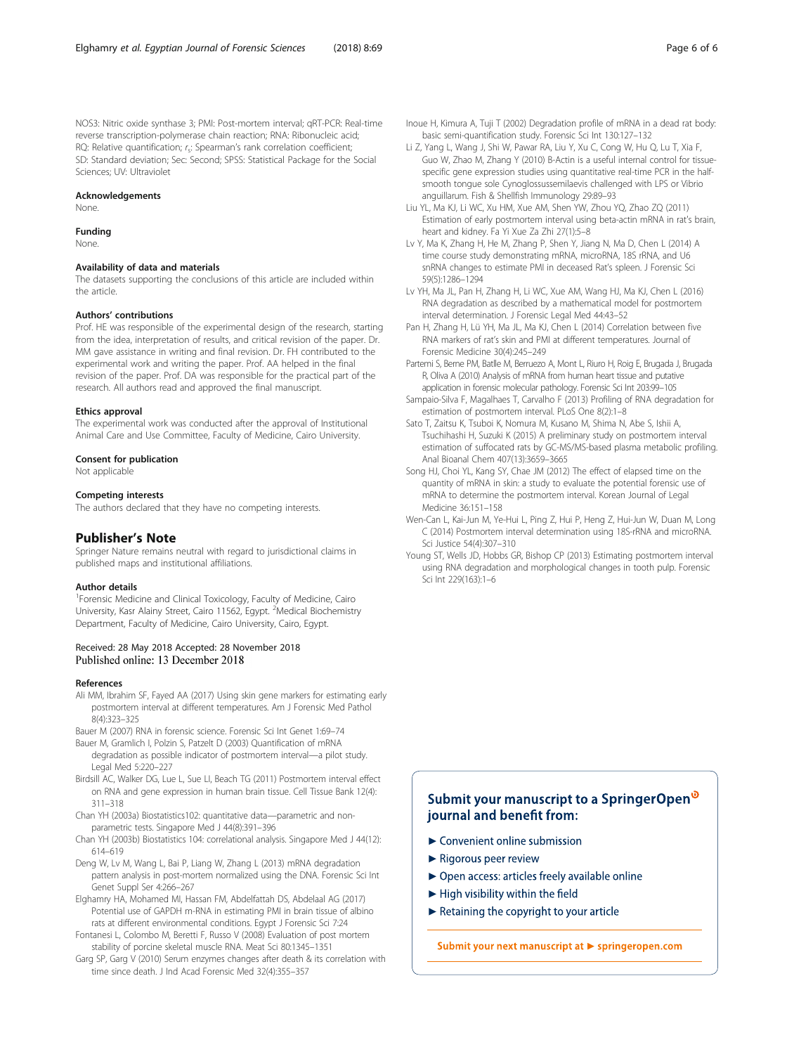NOS3: Nitric oxide synthase 3; PMI: Post-mortem interval; qRT-PCR: Real-time reverse transcription-polymerase chain reaction; RNA: Ribonucleic acid; RQ: Relative quantification; $r_s$: Spearman's rank correlation coefficient; SD: Standard deviation; Sec: Second; SPSS: Statistical Package for the Social Sciences; UV: Ultraviolet

### Acknowledgements
None.

### Funding
None.

### Availability of data and materials
The datasets supporting the conclusions of this article are included within the article.

### Authors' contributions
Prof. HE was responsible of the experimental design of the research, starting from the idea, interpretation of results, and critical revision of the paper. Dr. MM gave assistance in writing and final revision. Dr. FH contributed to the experimental work and writing the paper. Prof. AA helped in the final revision of the paper. Prof. DA was responsible for the practical part of the research. All authors read and approved the final manuscript.

### Ethics approval
The experimental work was conducted after the approval of Institutional Animal Care and Use Committee, Faculty of Medicine, Cairo University.

### Consent for publication
Not applicable

### Competing interests
The authors declared that they have no competing interests.

## Publisher's Note
Springer Nature remains neutral with regard to jurisdictional claims in published maps and institutional affiliations.

### Author details
[1]Forensic Medicine and Clinical Toxicology, Faculty of Medicine, Cairo University, Kasr Alainy Street, Cairo 11562, Egypt. [2]Medical Biochemistry Department, Faculty of Medicine, Cairo University, Cairo, Egypt.

Received: 28 May 2018 Accepted: 28 November 2018
Published online: 13 December 2018

### References
Ali MM, Ibrahim SF, Fayed AA (2017) Using skin gene markers for estimating early postmortem interval at different temperatures. Am J Forensic Med Pathol 8(4):323–325

Bauer M (2007) RNA in forensic science. Forensic Sci Int Genet 1:69–74

Bauer M, Gramlich I, Polzin S, Patzelt D (2003) Quantification of mRNA degradation as possible indicator of postmortem interval—a pilot study. Legal Med 5:220–227

Birdsill AC, Walker DG, Lue L, Sue LI, Beach TG (2011) Postmortem interval effect on RNA and gene expression in human brain tissue. Cell Tissue Bank 12(4): 311–318

Chan YH (2003a) Biostatistics102: quantitative data—parametric and non-parametric tests. Singapore Med J 44(8):391–396

Chan YH (2003b) Biostatistics 104: correlational analysis. Singapore Med J 44(12): 614–619

Deng W, Lv M, Wang L, Bai P, Liang W, Zhang L (2013) mRNA degradation pattern analysis in post-mortem normalized using the DNA. Forensic Sci Int Genet Suppl Ser 4:266–267

Elghamry HA, Mohamed MI, Hassan FM, Abdelfattah DS, Abdelaal AG (2017) Potential use of GAPDH m-RNA in estimating PMI in brain tissue of albino rats at different environmental conditions. Egypt J Forensic Sci 7:24

Fontanesi L, Colombo M, Beretti F, Russo V (2008) Evaluation of post mortem stability of porcine skeletal muscle RNA. Meat Sci 80:1345–1351

Garg SP, Garg V (2010) Serum enzymes changes after death & its correlation with time since death. J Ind Acad Forensic Med 32(4):355–357

Inoue H, Kimura A, Tuji T (2002) Degradation profile of mRNA in a dead rat body: basic semi-quantification study. Forensic Sci Int 130:127–132

Li Z, Yang L, Wang J, Shi W, Pawar RA, Liu Y, Xu C, Cong W, Hu Q, Lu T, Xia F, Guo W, Zhao M, Zhang Y (2010) B-Actin is a useful internal control for tissue-specific gene expression studies using quantitative real-time PCR in the half-smooth tongue sole Cynoglossussemilaevis challenged with LPS or Vibrio anguillarum. Fish & Shellfish Immunology 29:89–93

Liu YL, Ma KJ, Li WC, Xu HM, Xue AM, Shen YW, Zhou YQ, Zhao ZQ (2011) Estimation of early postmortem interval using beta-actin mRNA in rat's brain, heart and kidney. Fa Yi Xue Za Zhi 27(1):5–8

Lv Y, Ma K, Zhang H, He M, Zhang P, Shen Y, Jiang N, Ma D, Chen L (2014) A time course study demonstrating mRNA, microRNA, 18S rRNA, and U6 snRNA changes to estimate PMI in deceased Rat's spleen. J Forensic Sci 59(5):1286–1294

Lv YH, Ma JL, Pan H, Zhang H, Li WC, Xue AM, Wang HJ, Ma KJ, Chen L (2016) RNA degradation as described by a mathematical model for postmortem interval determination. J Forensic Legal Med 44:43–52

Pan H, Zhang H, Lü YH, Ma JL, Ma KJ, Chen L (2014) Correlation between five RNA markers of rat's skin and PMI at different temperatures. Journal of Forensic Medicine 30(4):245–249

Partemi S, Berne PM, Batlle M, Berruezo A, Mont L, Riuro H, Roig E, Brugada J, Brugada R, Oliva A (2010) Analysis of mRNA from human heart tissue and putative application in forensic molecular pathology. Forensic Sci Int 203:99–105

Sampaio-Silva F, Magalhaes T, Carvalho F (2013) Profiling of RNA degradation for estimation of postmortem interval. PLoS One 8(2):1–8

Sato T, Zaitsu K, Tsuboi K, Nomura M, Kusano M, Shima N, Abe S, Ishii A, Tsuchihashi H, Suzuki K (2015) A preliminary study on postmortem interval estimation of suffocated rats by GC-MS/MS-based plasma metabolic profiling. Anal Bioanal Chem 407(13):3659–3665

Song HJ, Choi YL, Kang SY, Chae JM (2012) The effect of elapsed time on the quantity of mRNA in skin: a study to evaluate the potential forensic use of mRNA to determine the postmortem interval. Korean Journal of Legal Medicine 36:151–158

Wen-Can L, Kai-Jun M, Ye-Hui L, Ping Z, Hui P, Heng Z, Hui-Jun W, Duan M, Long C (2014) Postmortem interval determination using 18S-rRNA and microRNA. Sci Justice 54(4):307–310

Young ST, Wells JD, Hobbs GR, Bishop CP (2013) Estimating postmortem interval using RNA degradation and morphological changes in tooth pulp. Forensic Sci Int 229(163):1–6

**Submit your manuscript to a SpringerOpen journal and benefit from:**

- Convenient online submission
- Rigorous peer review
- Open access: articles freely available online
- High visibility within the field
- Retaining the copyright to your article

**Submit your next manuscript at ▶ springeropen.com**